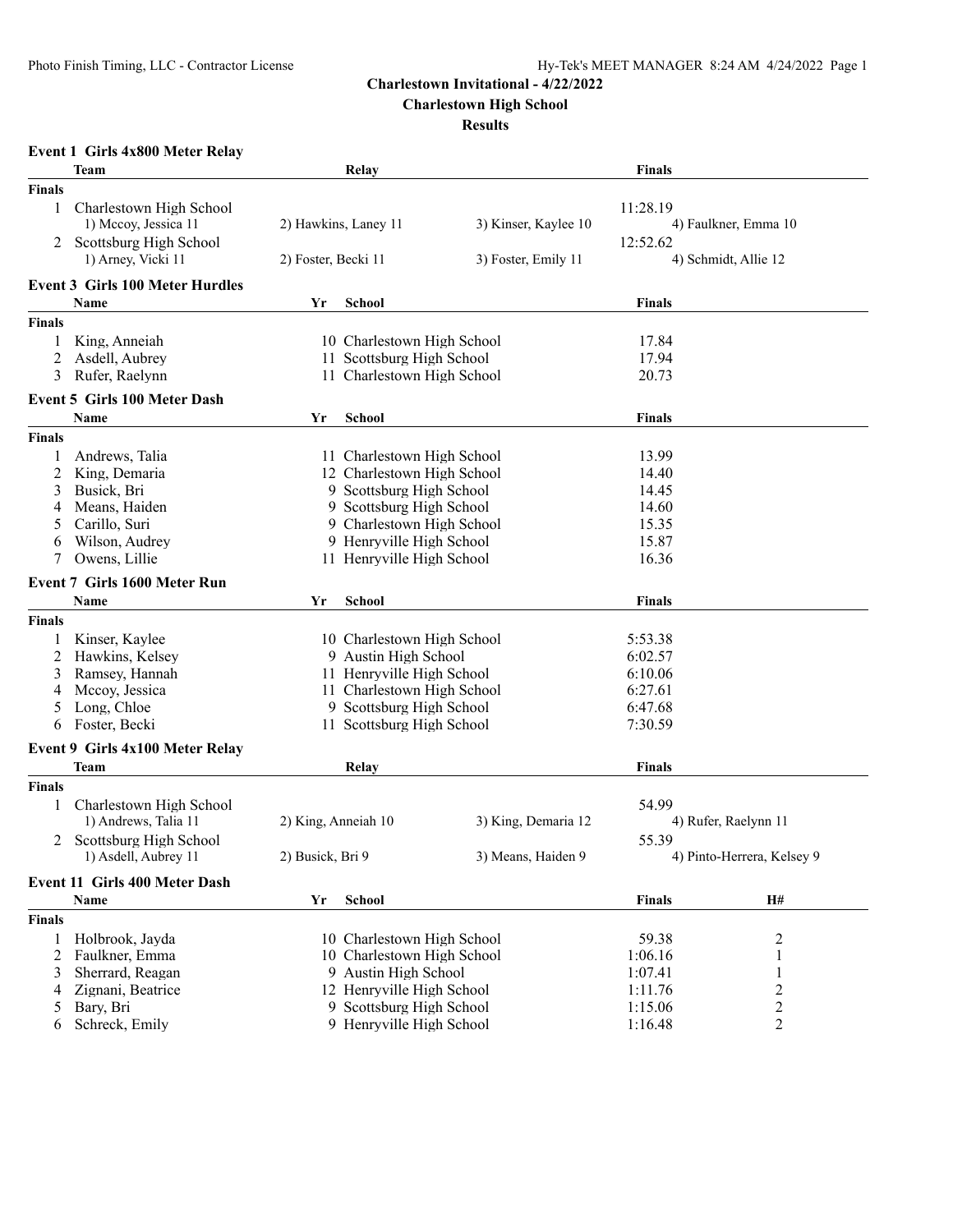# Charlestown Invitational - 4/22/2022

## Charlestown High School

### Results

**Event 1 Girls 4x800 Meter Relay**

| | Team | Relay | | Finals |
|---|---|---|---|---|
| **Finals** | | | | |
| 1 | Charlestown High School | | | 11:28.19 |
| | 1) Mccoy, Jessica 11 | 2) Hawkins, Laney 11 | 3) Kinser, Kaylee 10 | 4) Faulkner, Emma 10 |
| 2 | Scottsburg High School | | | 12:52.62 |
| | 1) Arney, Vicki 11 | 2) Foster, Becki 11 | 3) Foster, Emily 11 | 4) Schmidt, Allie 12 |

**Event 3 Girls 100 Meter Hurdles**

| | Name | Yr | School | Finals |
|---|---|---|---|---|
| **Finals** | | | | |
| 1 | King, Anneiah | 10 | Charlestown High School | 17.84 |
| 2 | Asdell, Aubrey | 11 | Scottsburg High School | 17.94 |
| 3 | Rufer, Raelynn | 11 | Charlestown High School | 20.73 |

**Event 5 Girls 100 Meter Dash**

| | Name | Yr | School | Finals |
|---|---|---|---|---|
| **Finals** | | | | |
| 1 | Andrews, Talia | 11 | Charlestown High School | 13.99 |
| 2 | King, Demaria | 12 | Charlestown High School | 14.40 |
| 3 | Busick, Bri | 9 | Scottsburg High School | 14.45 |
| 4 | Means, Haiden | 9 | Scottsburg High School | 14.60 |
| 5 | Carillo, Suri | 9 | Charlestown High School | 15.35 |
| 6 | Wilson, Audrey | 9 | Henryville High School | 15.87 |
| 7 | Owens, Lillie | 11 | Henryville High School | 16.36 |

**Event 7 Girls 1600 Meter Run**

| | Name | Yr | School | Finals |
|---|---|---|---|---|
| **Finals** | | | | |
| 1 | Kinser, Kaylee | 10 | Charlestown High School | 5:53.38 |
| 2 | Hawkins, Kelsey | 9 | Austin High School | 6:02.57 |
| 3 | Ramsey, Hannah | 11 | Henryville High School | 6:10.06 |
| 4 | Mccoy, Jessica | 11 | Charlestown High School | 6:27.61 |
| 5 | Long, Chloe | 9 | Scottsburg High School | 6:47.68 |
| 6 | Foster, Becki | 11 | Scottsburg High School | 7:30.59 |

**Event 9 Girls 4x100 Meter Relay**

| | Team | Relay | | Finals |
|---|---|---|---|---|
| **Finals** | | | | |
| 1 | Charlestown High School | | | 54.99 |
| | 1) Andrews, Talia 11 | 2) King, Anneiah 10 | 3) King, Demaria 12 | 4) Rufer, Raelynn 11 |
| 2 | Scottsburg High School | | | 55.39 |
| | 1) Asdell, Aubrey 11 | 2) Busick, Bri 9 | 3) Means, Haiden 9 | 4) Pinto-Herrera, Kelsey 9 |

**Event 11 Girls 400 Meter Dash**

| | Name | Yr | School | Finals | H# |
|---|---|---|---|---|---|
| **Finals** | | | | | |
| 1 | Holbrook, Jayda | 10 | Charlestown High School | 59.38 | 2 |
| 2 | Faulkner, Emma | 10 | Charlestown High School | 1:06.16 | 1 |
| 3 | Sherrard, Reagan | 9 | Austin High School | 1:07.41 | 1 |
| 4 | Zignani, Beatrice | 12 | Henryville High School | 1:11.76 | 2 |
| 5 | Bary, Bri | 9 | Scottsburg High School | 1:15.06 | 2 |
| 6 | Schreck, Emily | 9 | Henryville High School | 1:16.48 | 2 |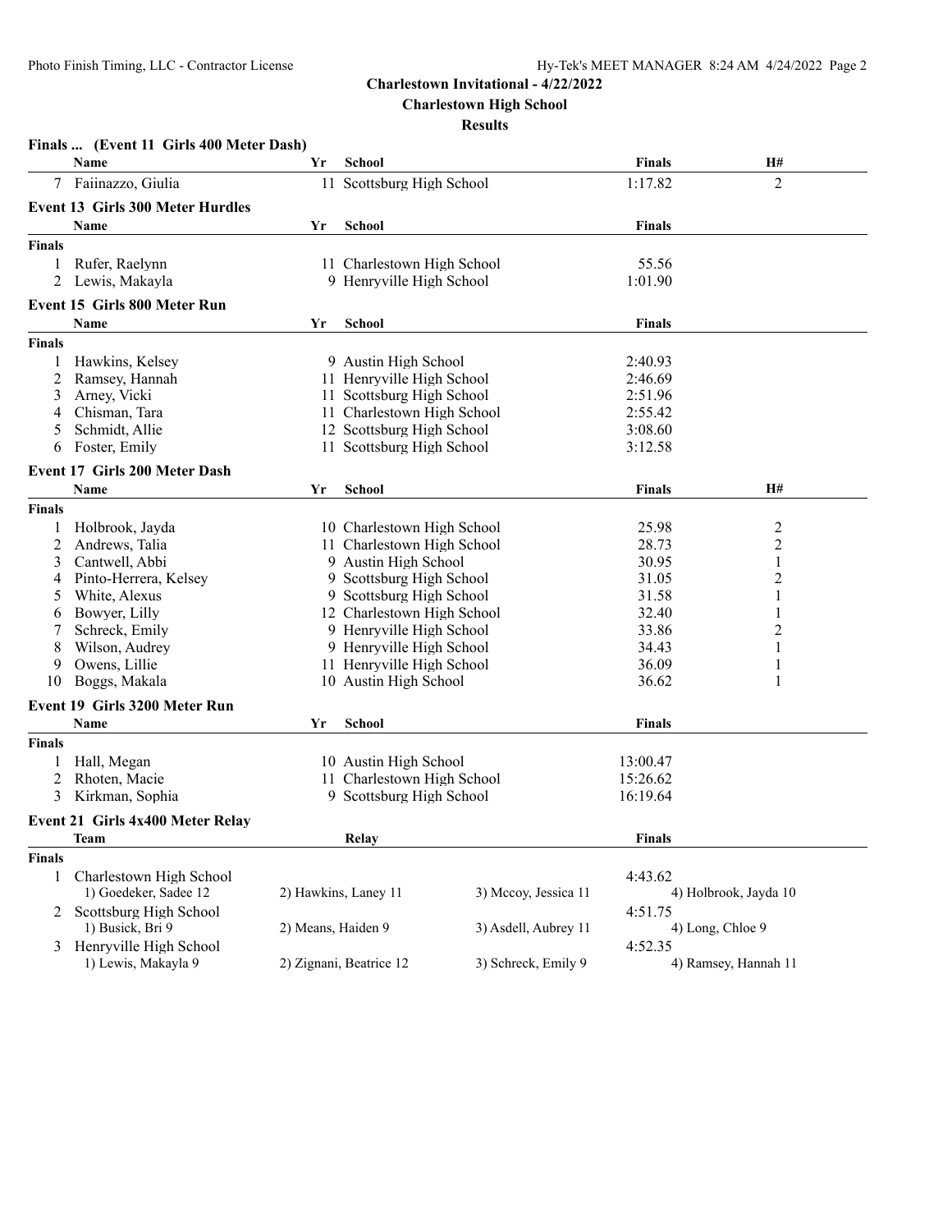## Charlestown Invitational - 4/22/2022

### Charlestown High School

### Results

#### Finals ... (Event 11 Girls 400 Meter Dash)

| | Name | Yr | School | Finals | H# |
|---|---|---|---|---|---|
| 7 | Faiinazzo, Giulia | 11 | Scottsburg High School | 1:17.82 | 2 |

#### Event 13 Girls 300 Meter Hurdles

| | Name | Yr | School | Finals |
|---|---|---|---|---|
| **Finals** | | | | |
| 1 | Rufer, Raelynn | 11 | Charlestown High School | 55.56 |
| 2 | Lewis, Makayla | 9 | Henryville High School | 1:01.90 |

#### Event 15 Girls 800 Meter Run

| | Name | Yr | School | Finals |
|---|---|---|---|---|
| **Finals** | | | | |
| 1 | Hawkins, Kelsey | 9 | Austin High School | 2:40.93 |
| 2 | Ramsey, Hannah | 11 | Henryville High School | 2:46.69 |
| 3 | Arney, Vicki | 11 | Scottsburg High School | 2:51.96 |
| 4 | Chisman, Tara | 11 | Charlestown High School | 2:55.42 |
| 5 | Schmidt, Allie | 12 | Scottsburg High School | 3:08.60 |
| 6 | Foster, Emily | 11 | Scottsburg High School | 3:12.58 |

#### Event 17 Girls 200 Meter Dash

| | Name | Yr | School | Finals | H# |
|---|---|---|---|---|---|
| **Finals** | | | | | |
| 1 | Holbrook, Jayda | 10 | Charlestown High School | 25.98 | 2 |
| 2 | Andrews, Talia | 11 | Charlestown High School | 28.73 | 2 |
| 3 | Cantwell, Abbi | 9 | Austin High School | 30.95 | 1 |
| 4 | Pinto-Herrera, Kelsey | 9 | Scottsburg High School | 31.05 | 2 |
| 5 | White, Alexus | 9 | Scottsburg High School | 31.58 | 1 |
| 6 | Bowyer, Lilly | 12 | Charlestown High School | 32.40 | 1 |
| 7 | Schreck, Emily | 9 | Henryville High School | 33.86 | 2 |
| 8 | Wilson, Audrey | 9 | Henryville High School | 34.43 | 1 |
| 9 | Owens, Lillie | 11 | Henryville High School | 36.09 | 1 |
| 10 | Boggs, Makala | 10 | Austin High School | 36.62 | 1 |

#### Event 19 Girls 3200 Meter Run

| | Name | Yr | School | Finals |
|---|---|---|---|---|
| **Finals** | | | | |
| 1 | Hall, Megan | 10 | Austin High School | 13:00.47 |
| 2 | Rhoten, Macie | 11 | Charlestown High School | 15:26.62 |
| 3 | Kirkman, Sophia | 9 | Scottsburg High School | 16:19.64 |

#### Event 21 Girls 4x400 Meter Relay

| | Team | Relay | Finals |
|---|---|---|---|
| **Finals** | | | |
| 1 | Charlestown High School | | 4:43.62 |
| | 1) Goedeker, Sadee 12 | 2) Hawkins, Laney 11 | 3) Mccoy, Jessica 11 | 4) Holbrook, Jayda 10 |
| 2 | Scottsburg High School | | 4:51.75 |
| | 1) Busick, Bri 9 | 2) Means, Haiden 9 | 3) Asdell, Aubrey 11 | 4) Long, Chloe 9 |
| 3 | Henryville High School | | 4:52.35 |
| | 1) Lewis, Makayla 9 | 2) Zignani, Beatrice 12 | 3) Schreck, Emily 9 | 4) Ramsey, Hannah 11 |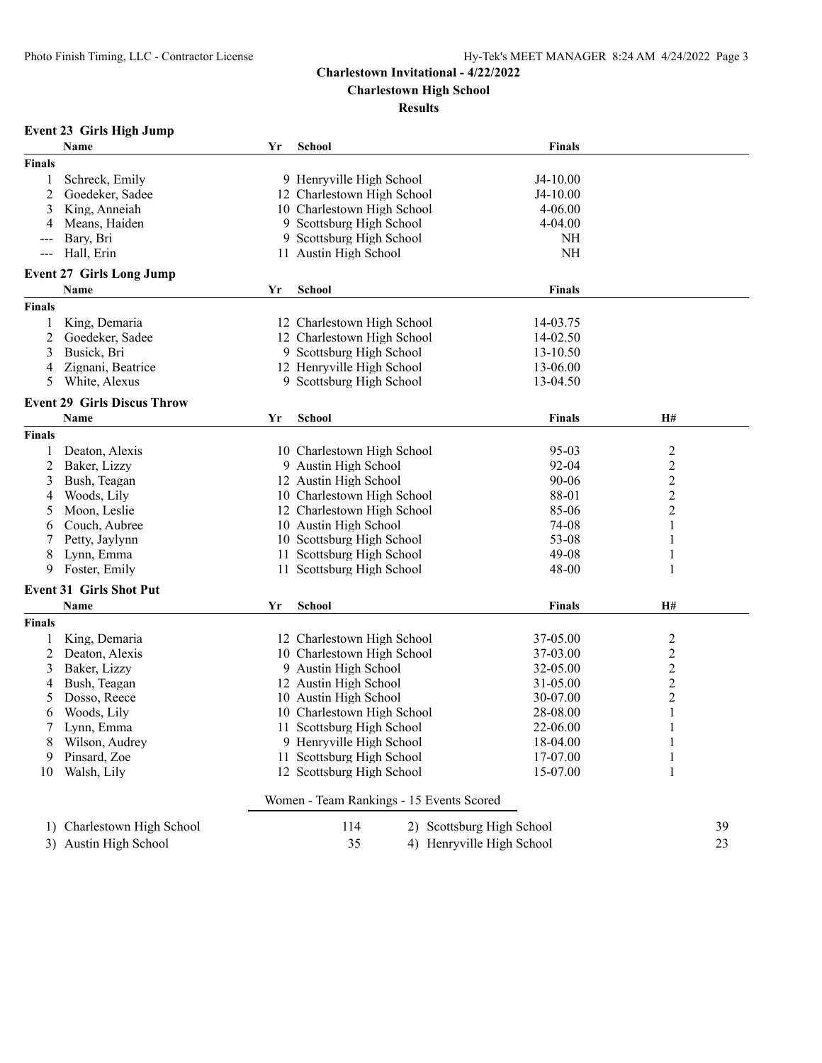**Charlestown Invitational - 4/22/2022**

**Charlestown High School**

**Results**

### Event 23 Girls High Jump

| | Name | Yr | School | Finals |
|---|---|---|---|---|
| **Finals** | | | | |
| 1 | Schreck, Emily | 9 | Henryville High School | J4-10.00 |
| 2 | Goedeker, Sadee | 12 | Charlestown High School | J4-10.00 |
| 3 | King, Anneiah | 10 | Charlestown High School | 4-06.00 |
| 4 | Means, Haiden | 9 | Scottsburg High School | 4-04.00 |
| --- | Bary, Bri | 9 | Scottsburg High School | NH |
| --- | Hall, Erin | 11 | Austin High School | NH |

### Event 27 Girls Long Jump

| | Name | Yr | School | Finals |
|---|---|---|---|---|
| **Finals** | | | | |
| 1 | King, Demaria | 12 | Charlestown High School | 14-03.75 |
| 2 | Goedeker, Sadee | 12 | Charlestown High School | 14-02.50 |
| 3 | Busick, Bri | 9 | Scottsburg High School | 13-10.50 |
| 4 | Zignani, Beatrice | 12 | Henryville High School | 13-06.00 |
| 5 | White, Alexus | 9 | Scottsburg High School | 13-04.50 |

### Event 29 Girls Discus Throw

| | Name | Yr | School | Finals | H# |
|---|---|---|---|---|---|
| **Finals** | | | | | |
| 1 | Deaton, Alexis | 10 | Charlestown High School | 95-03 | 2 |
| 2 | Baker, Lizzy | 9 | Austin High School | 92-04 | 2 |
| 3 | Bush, Teagan | 12 | Austin High School | 90-06 | 2 |
| 4 | Woods, Lily | 10 | Charlestown High School | 88-01 | 2 |
| 5 | Moon, Leslie | 12 | Charlestown High School | 85-06 | 2 |
| 6 | Couch, Aubree | 10 | Austin High School | 74-08 | 1 |
| 7 | Petty, Jaylynn | 10 | Scottsburg High School | 53-08 | 1 |
| 8 | Lynn, Emma | 11 | Scottsburg High School | 49-08 | 1 |
| 9 | Foster, Emily | 11 | Scottsburg High School | 48-00 | 1 |

### Event 31 Girls Shot Put

| | Name | Yr | School | Finals | H# |
|---|---|---|---|---|---|
| **Finals** | | | | | |
| 1 | King, Demaria | 12 | Charlestown High School | 37-05.00 | 2 |
| 2 | Deaton, Alexis | 10 | Charlestown High School | 37-03.00 | 2 |
| 3 | Baker, Lizzy | 9 | Austin High School | 32-05.00 | 2 |
| 4 | Bush, Teagan | 12 | Austin High School | 31-05.00 | 2 |
| 5 | Dosso, Reece | 10 | Austin High School | 30-07.00 | 2 |
| 6 | Woods, Lily | 10 | Charlestown High School | 28-08.00 | 1 |
| 7 | Lynn, Emma | 11 | Scottsburg High School | 22-06.00 | 1 |
| 8 | Wilson, Audrey | 9 | Henryville High School | 18-04.00 | 1 |
| 9 | Pinsard, Zoe | 11 | Scottsburg High School | 17-07.00 | 1 |
| 10 | Walsh, Lily | 12 | Scottsburg High School | 15-07.00 | 1 |

### Women - Team Rankings - 15 Events Scored

| Rank | School | Points | Rank | School | Points |
|---|---|---|---|---|---|
| 1) | Charlestown High School | 114 | 2) | Scottsburg High School | 39 |
| 3) | Austin High School | 35 | 4) | Henryville High School | 23 |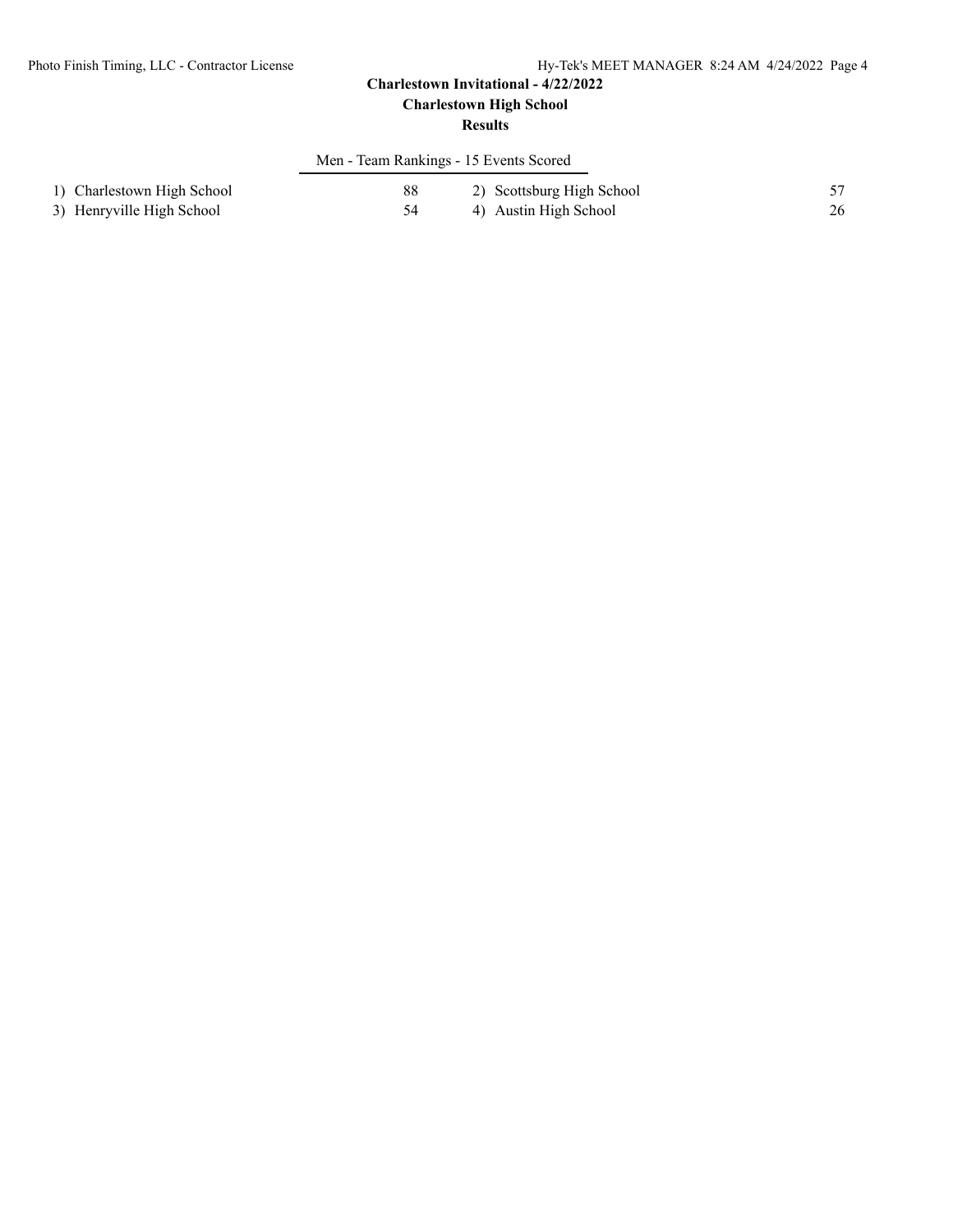**Charlestown Invitational - 4/22/2022**

**Charlestown High School**

**Results**

Men - Team Rankings - 15 Events Scored

| | | | |
|---|---|---|---|
| 1) Charlestown High School | 88 | 2) Scottsburg High School | 57 |
| 3) Henryville High School | 54 | 4) Austin High School | 26 |